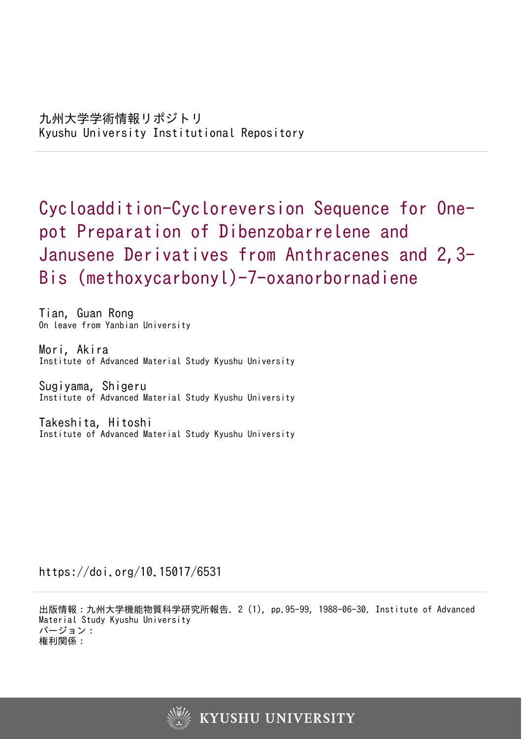九州大学学術情報リポジトリ
Kyushu University Institutional Repository

# Cycloaddition-Cycloreversion Sequence for One-pot Preparation of Dibenzobarrelene and Janusene Derivatives from Anthracenes and 2,3-Bis (methoxycarbonyl)-7-oxanorbornadiene

Tian, Guan Rong
On leave from Yanbian University

Mori, Akira
Institute of Advanced Material Study Kyushu University

Sugiyama, Shigeru
Institute of Advanced Material Study Kyushu University

Takeshita, Hitoshi
Institute of Advanced Material Study Kyushu University

https://doi.org/10.15017/6531

出版情報：九州大学機能物質科学研究所報告. 2 (1), pp.95-99, 1988-06-30. Institute of Advanced Material Study Kyushu University
バージョン：
権利関係：

KYUSHU UNIVERSITY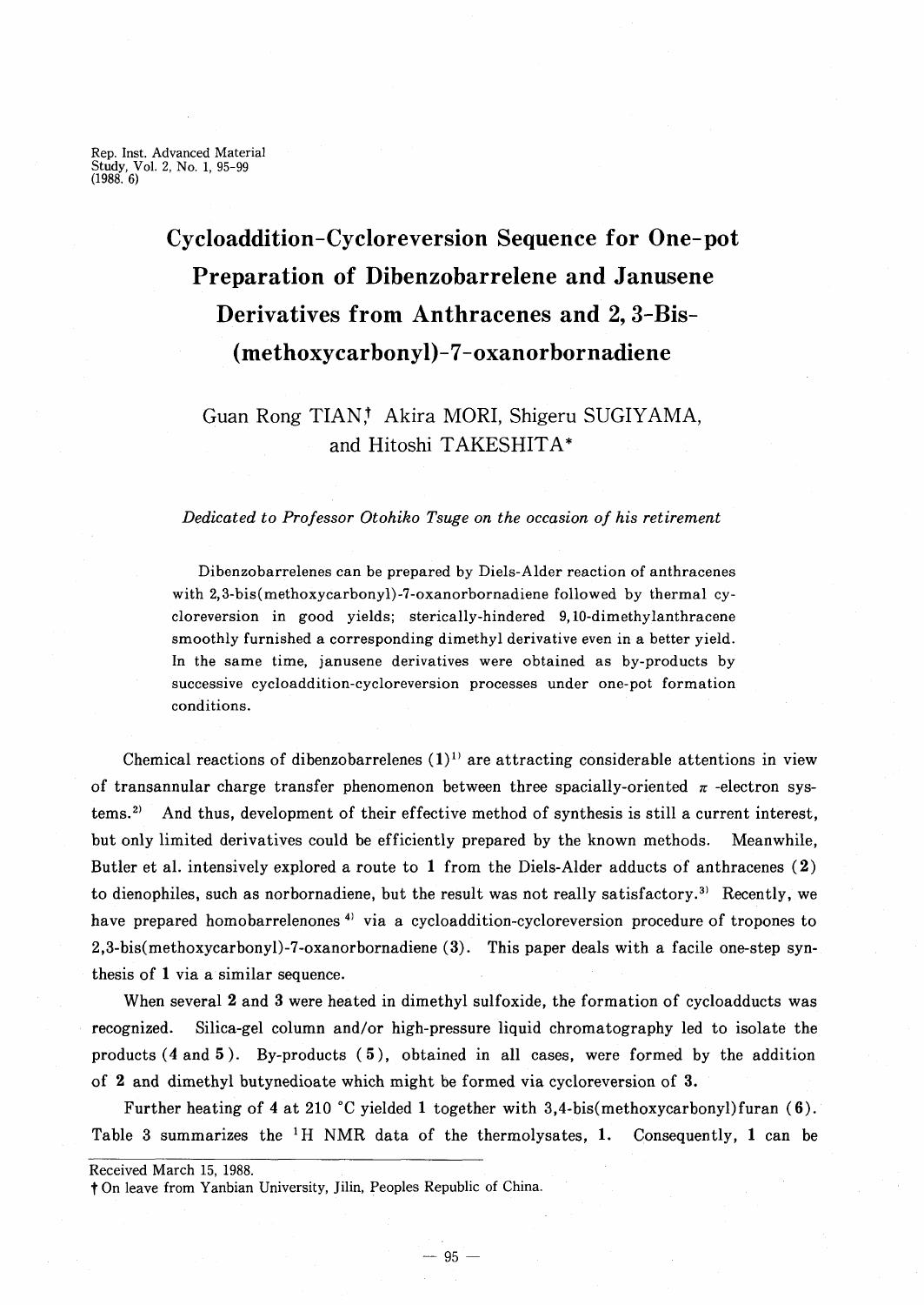# Cycloaddition-Cycloreversion Sequence for One-pot Preparation of Dibenzobarrelene and Janusene Derivatives from Anthracenes and 2, 3-Bis-(methoxycarbonyl)-7-oxanorbornadiene

Guan Rong TIAN,† Akira MORI, Shigeru SUGIYAMA, and Hitoshi TAKESHITA*

*Dedicated to Professor Otohiko Tsuge on the occasion of his retirement*

Dibenzobarrelenes can be prepared by Diels-Alder reaction of anthracenes with 2,3-bis(methoxycarbonyl)-7-oxanorbornadiene followed by thermal cycloreversion in good yields; sterically-hindered 9,10-dimethylanthracene smoothly furnished a corresponding dimethyl derivative even in a better yield. In the same time, janusene derivatives were obtained as by-products by successive cycloaddition-cycloreversion processes under one-pot formation conditions.

Chemical reactions of dibenzobarrelenes (**1**)[1] are attracting considerable attentions in view of transannular charge transfer phenomenon between three spacially-oriented $\pi$ -electron systems.[2] And thus, development of their effective method of synthesis is still a current interest, but only limited derivatives could be efficiently prepared by the known methods. Meanwhile, Butler et al. intensively explored a route to **1** from the Diels-Alder adducts of anthracenes (**2**) to dienophiles, such as norbornadiene, but the result was not really satisfactory.[3] Recently, we have prepared homobarrelenones[4] via a cycloaddition-cycloreversion procedure of tropones to 2,3-bis(methoxycarbonyl)-7-oxanorbornadiene (**3**). This paper deals with a facile one-step synthesis of **1** via a similar sequence.

When several **2** and **3** were heated in dimethyl sulfoxide, the formation of cycloadducts was recognized. Silica-gel column and/or high-pressure liquid chromatography led to isolate the products (**4** and **5**). By-products (**5**), obtained in all cases, were formed by the addition of **2** and dimethyl butynedioate which might be formed via cycloreversion of **3**.

Further heating of **4** at 210 °C yielded **1** together with 3,4-bis(methoxycarbonyl)furan (**6**). Table 3 summarizes the $^1$H NMR data of the thermolysates, **1**. Consequently, **1** can be

Received March 15, 1988.

† On leave from Yanbian University, Jilin, Peoples Republic of China.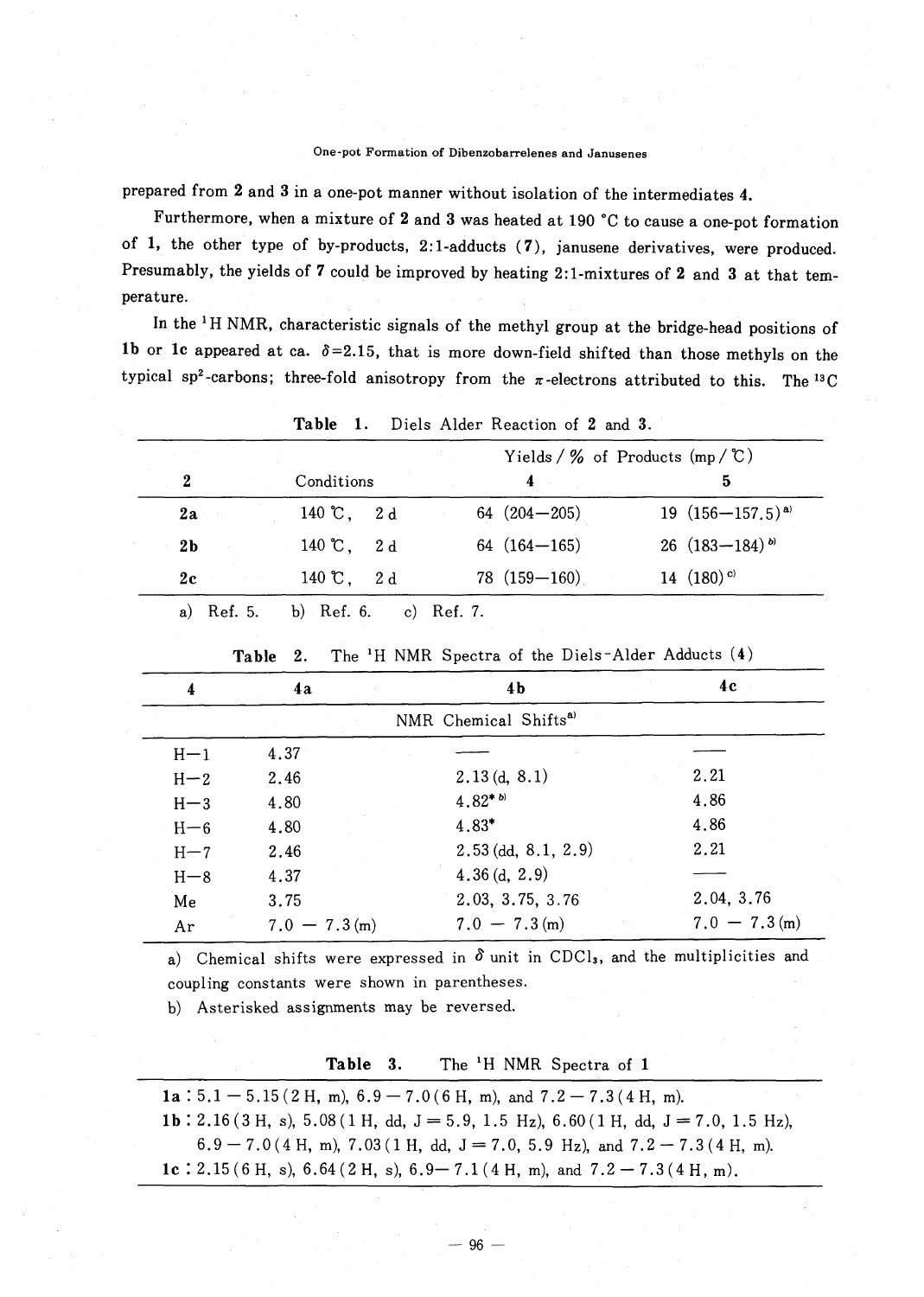prepared from **2** and **3** in a one-pot manner without isolation of the intermediates **4**.

Furthermore, when a mixture of **2** and **3** was heated at 190 °C to cause a one-pot formation of **1**, the other type of by-products, 2:1-adducts (**7**), janusene derivatives, were produced. Presumably, the yields of **7** could be improved by heating 2:1-mixtures of **2** and **3** at that temperature.

In the $^{1}$H NMR, characteristic signals of the methyl group at the bridge-head positions of **1b** or **1c** appeared at ca. $\delta$=2.15, that is more down-field shifted than those methyls on the typical sp$^{2}$-carbons; three-fold anisotropy from the $\pi$-electrons attributed to this. The $^{13}$C

**Table 1.** Diels Alder Reaction of **2** and **3**.

| **2** | Conditions | Yields / % of Products (mp / ℃) **4** | **5** |
|---|---|---|---|
| **2a** | 140 ℃, 2 d | 64 (204—205) | 19 (156—157.5)[a] |
| **2b** | 140 ℃, 2 d | 64 (164—165) | 26 (183—184)[b] |
| **2c** | 140 ℃, 2 d | 78 (159—160) | 14 (180)[c] |

a) Ref. 5. b) Ref. 6. c) Ref. 7.

**Table 2.** The $^{1}$H NMR Spectra of the Diels-Alder Adducts (**4**)

| **4** | **4a** | **4b** | **4c** |
|---|---|---|---|
| | | NMR Chemical Shifts[a] | |
| H−1 | 4.37 | —— | —— |
| H−2 | 2.46 | 2.13 (d, 8.1) | 2.21 |
| H−3 | 4.80 | 4.82*[b] | 4.86 |
| H−6 | 4.80 | 4.83* | 4.86 |
| H−7 | 2.46 | 2.53 (dd, 8.1, 2.9) | 2.21 |
| H−8 | 4.37 | 4.36 (d, 2.9) | —— |
| Me | 3.75 | 2.03, 3.75, 3.76 | 2.04, 3.76 |
| Ar | 7.0 − 7.3 (m) | 7.0 − 7.3 (m) | 7.0 − 7.3 (m) |

a) Chemical shifts were expressed in $\delta$ unit in $CDCl_3$, and the multiplicities and coupling constants were shown in parentheses.
b) Asterisked assignments may be reversed.

**Table 3.** The $^{1}$H NMR Spectra of **1**

**1a** : 5.1 − 5.15 (2 H, m), 6.9 − 7.0 (6 H, m), and 7.2 − 7.3 (4 H, m).
**1b** : 2.16 (3 H, s), 5.08 (1 H, dd, J = 5.9, 1.5 Hz), 6.60 (1 H, dd, J = 7.0, 1.5 Hz), 6.9 − 7.0 (4 H, m), 7.03 (1 H, dd, J = 7.0, 5.9 Hz), and 7.2 − 7.3 (4 H, m).
**1c** : 2.15 (6 H, s), 6.64 (2 H, s), 6.9− 7.1 (4 H, m), and 7.2 − 7.3 (4 H, m).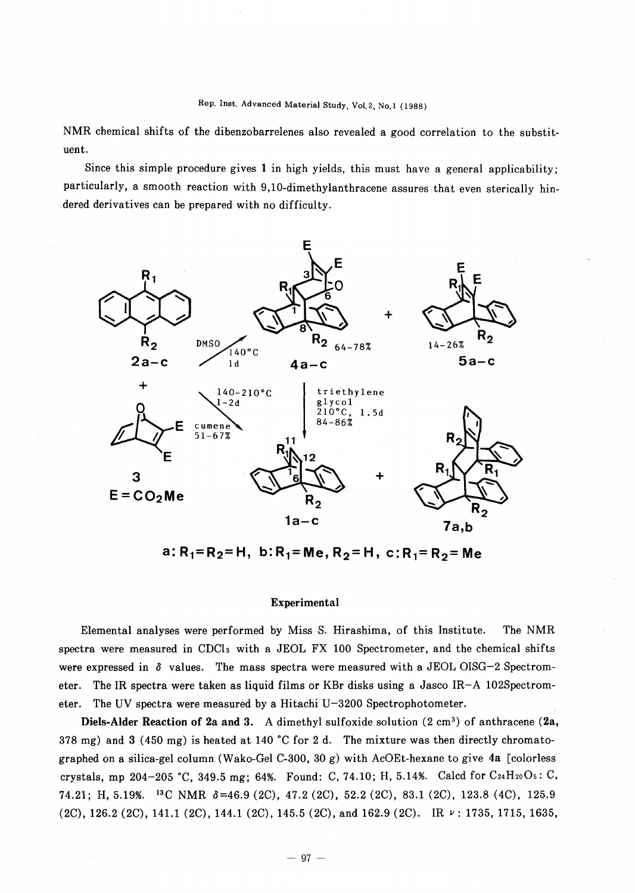NMR chemical shifts of the dibenzobarrelenes also revealed a good correlation to the substituent.

Since this simple procedure gives **1** in high yields, this must have a general applicability; particularly, a smooth reaction with 9,10-dimethylanthracene assures that even sterically hindered derivatives can be prepared with no difficulty.

**a**: $R_1 = R_2 = H$, **b**: $R_1 = Me$, $R_2 = H$, **c**: $R_1 = R_2 = Me$

## Experimental

Elemental analyses were performed by Miss S. Hirashima, of this Institute. The NMR spectra were measured in $CDCl_3$ with a JEOL FX 100 Spectrometer, and the chemical shifts were expressed in $\delta$ values. The mass spectra were measured with a JEOL OISG–2 Spectrometer. The IR spectra were taken as liquid films or KBr disks using a Jasco IR–A 102Spectrometer. The UV spectra were measured by a Hitachi U–3200 Spectrophotometer.

**Diels-Alder Reaction of 2a and 3.** A dimethyl sulfoxide solution (2 $cm^3$) of anthracene (**2a**, 378 mg) and **3** (450 mg) is heated at 140 °C for 2 d. The mixture was then directly chromatographed on a silica-gel column (Wako-Gel C-300, 30 g) with AcOEt-hexane to give **4a** [colorless crystals, mp 204–205 °C, 349.5 mg; 64%. Found: C, 74.10; H, 5.14%. Calcd for $C_{24}H_{20}O_5$: C, 74.21; H, 5.19%. $^{13}C$ NMR $\delta$=46.9 (2C), 47.2 (2C), 52.2 (2C), 83.1 (2C), 123.8 (4C), 125.9 (2C), 126.2 (2C), 141.1 (2C), 144.1 (2C), 145.5 (2C), and 162.9 (2C). IR $\nu$: 1735, 1715, 1635,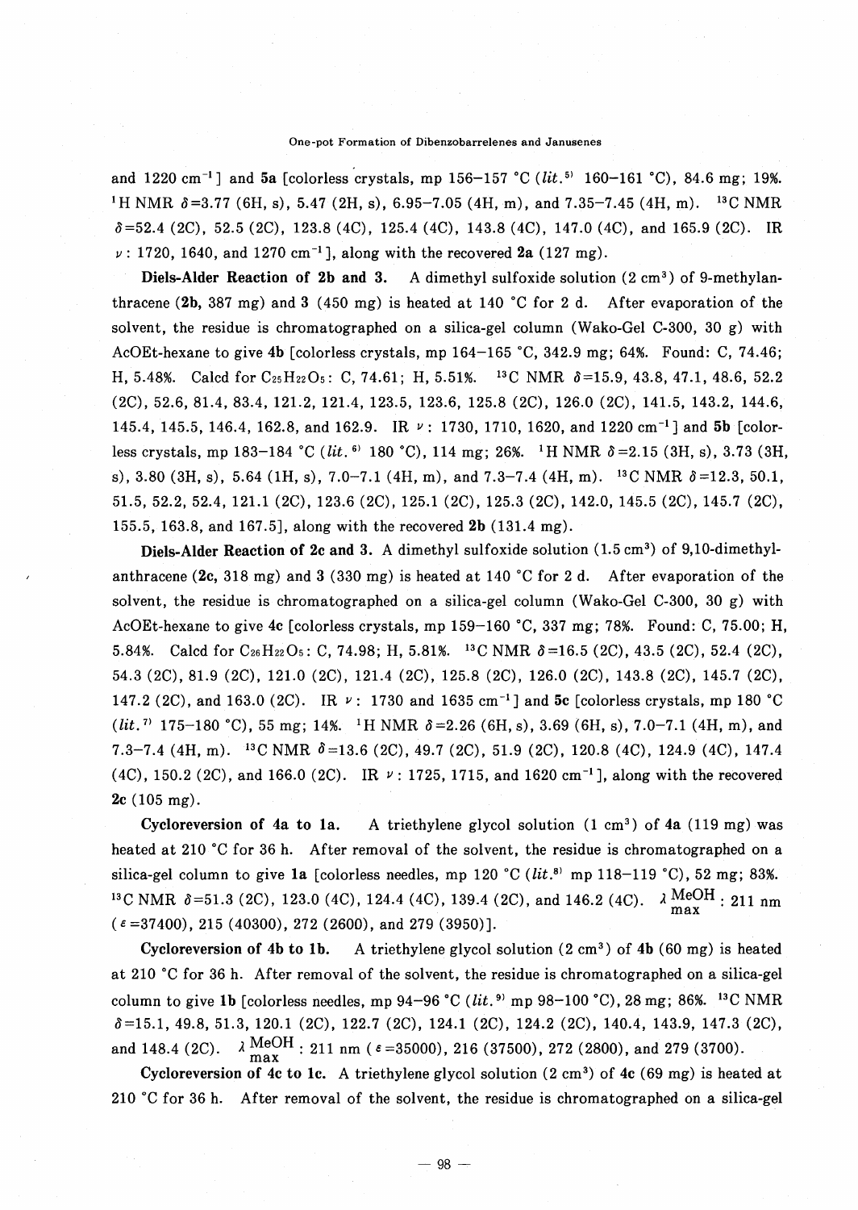and 1220 cm$^{-1}$] and **5a** [colorless crystals, mp 156–157 °C (*lit.*[5] 160–161 °C), 84.6 mg; 19%. $^{1}$H NMR $\delta$=3.77 (6H, s), 5.47 (2H, s), 6.95–7.05 (4H, m), and 7.35–7.45 (4H, m). $^{13}$C NMR $\delta$=52.4 (2C), 52.5 (2C), 123.8 (4C), 125.4 (4C), 143.8 (4C), 147.0 (4C), and 165.9 (2C). IR $\nu$: 1720, 1640, and 1270 cm$^{-1}$], along with the recovered **2a** (127 mg).

**Diels-Alder Reaction of 2b and 3.** A dimethyl sulfoxide solution (2 cm$^3$) of 9-methylanthracene (**2b**, 387 mg) and **3** (450 mg) is heated at 140 °C for 2 d. After evaporation of the solvent, the residue is chromatographed on a silica-gel column (Wako-Gel C-300, 30 g) with AcOEt-hexane to give **4b** [colorless crystals, mp 164–165 °C, 342.9 mg; 64%. Found: C, 74.46; H, 5.48%. Calcd for $C_{25}H_{22}O_5$: C, 74.61; H, 5.51%. $^{13}$C NMR $\delta$=15.9, 43.8, 47.1, 48.6, 52.2 (2C), 52.6, 81.4, 83.4, 121.2, 121.4, 123.5, 123.6, 125.8 (2C), 126.0 (2C), 141.5, 143.2, 144.6, 145.4, 145.5, 146.4, 162.8, and 162.9. IR $\nu$: 1730, 1710, 1620, and 1220 cm$^{-1}$] and **5b** [colorless crystals, mp 183–184 °C (*lit.*[6] 180 °C), 114 mg; 26%. $^{1}$H NMR $\delta$=2.15 (3H, s), 3.73 (3H, s), 3.80 (3H, s), 5.64 (1H, s), 7.0–7.1 (4H, m), and 7.3–7.4 (4H, m). $^{13}$C NMR $\delta$=12.3, 50.1, 51.5, 52.2, 52.4, 121.1 (2C), 123.6 (2C), 125.1 (2C), 125.3 (2C), 142.0, 145.5 (2C), 145.7 (2C), 155.5, 163.8, and 167.5], along with the recovered **2b** (131.4 mg).

**Diels-Alder Reaction of 2c and 3.** A dimethyl sulfoxide solution (1.5 cm$^3$) of 9,10-dimethylanthracene (**2c**, 318 mg) and **3** (330 mg) is heated at 140 °C for 2 d. After evaporation of the solvent, the residue is chromatographed on a silica-gel column (Wako-Gel C-300, 30 g) with AcOEt-hexane to give **4c** [colorless crystals, mp 159–160 °C, 337 mg; 78%. Found: C, 75.00; H, 5.84%. Calcd for $C_{26}H_{22}O_5$: C, 74.98; H, 5.81%. $^{13}$C NMR $\delta$=16.5 (2C), 43.5 (2C), 52.4 (2C), 54.3 (2C), 81.9 (2C), 121.0 (2C), 121.4 (2C), 125.8 (2C), 126.0 (2C), 143.8 (2C), 145.7 (2C), 147.2 (2C), and 163.0 (2C). IR $\nu$: 1730 and 1635 cm$^{-1}$] and **5c** [colorless crystals, mp 180 °C (*lit.*[7] 175–180 °C), 55 mg; 14%. $^{1}$H NMR $\delta$=2.26 (6H, s), 3.69 (6H, s), 7.0–7.1 (4H, m), and 7.3–7.4 (4H, m). $^{13}$C NMR $\delta$=13.6 (2C), 49.7 (2C), 51.9 (2C), 120.8 (4C), 124.9 (4C), 147.4 (4C), 150.2 (2C), and 166.0 (2C). IR $\nu$: 1725, 1715, and 1620 cm$^{-1}$], along with the recovered **2c** (105 mg).

**Cycloreversion of 4a to 1a.** A triethylene glycol solution (1 cm$^3$) of **4a** (119 mg) was heated at 210 °C for 36 h. After removal of the solvent, the residue is chromatographed on a silica-gel column to give **1a** [colorless needles, mp 120 °C (*lit.*[8] mp 118–119 °C), 52 mg; 83%. $^{13}$C NMR $\delta$=51.3 (2C), 123.0 (4C), 124.4 (4C), 139.4 (2C), and 146.2 (4C). $\lambda_{max}^{MeOH}$: 211 nm ($\varepsilon$=37400), 215 (40300), 272 (2600), and 279 (3950)].

**Cycloreversion of 4b to 1b.** A triethylene glycol solution (2 cm$^3$) of **4b** (60 mg) is heated at 210 °C for 36 h. After removal of the solvent, the residue is chromatographed on a silica-gel column to give **1b** [colorless needles, mp 94–96 °C (*lit.*[9] mp 98–100 °C), 28 mg; 86%. $^{13}$C NMR $\delta$=15.1, 49.8, 51.3, 120.1 (2C), 122.7 (2C), 124.1 (2C), 124.2 (2C), 140.4, 143.9, 147.3 (2C), and 148.4 (2C). $\lambda_{max}^{MeOH}$: 211 nm ($\varepsilon$=35000), 216 (37500), 272 (2800), and 279 (3700).

**Cycloreversion of 4c to 1c.** A triethylene glycol solution (2 cm$^3$) of **4c** (69 mg) is heated at 210 °C for 36 h. After removal of the solvent, the residue is chromatographed on a silica-gel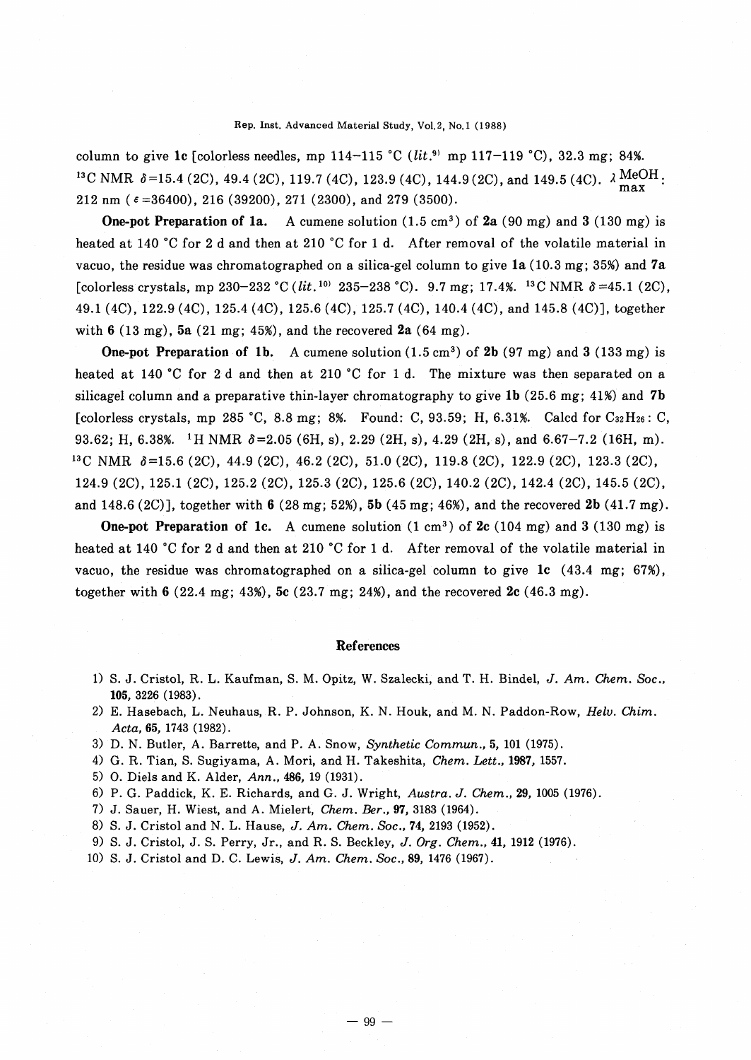column to give **1c** [colorless needles, mp 114–115 °C (*lit.*[9] mp 117–119 °C), 32.3 mg; 84%. $^{13}$C NMR $\delta$=15.4 (2C), 49.4 (2C), 119.7 (4C), 123.9 (4C), 144.9 (2C), and 149.5 (4C). $\lambda_{max}^{MeOH}$: 212 nm ($\varepsilon$=36400), 216 (39200), 271 (2300), and 279 (3500).

**One-pot Preparation of 1a.** A cumene solution (1.5 cm$^3$) of **2a** (90 mg) and **3** (130 mg) is heated at 140 °C for 2 d and then at 210 °C for 1 d. After removal of the volatile material in vacuo, the residue was chromatographed on a silica-gel column to give **1a** (10.3 mg; 35%) and **7a** [colorless crystals, mp 230–232 °C (*lit.*[10] 235–238 °C). 9.7 mg; 17.4%. $^{13}$C NMR $\delta$=45.1 (2C), 49.1 (4C), 122.9 (4C), 125.4 (4C), 125.6 (4C), 125.7 (4C), 140.4 (4C), and 145.8 (4C)], together with **6** (13 mg), **5a** (21 mg; 45%), and the recovered **2a** (64 mg).

**One-pot Preparation of 1b.** A cumene solution (1.5 cm$^3$) of **2b** (97 mg) and **3** (133 mg) is heated at 140 °C for 2 d and then at 210 °C for 1 d. The mixture was then separated on a silicagel column and a preparative thin-layer chromatography to give **1b** (25.6 mg; 41%) and **7b** [colorless crystals, mp 285 °C, 8.8 mg; 8%. Found: C, 93.59; H, 6.31%. Calcd for $C_{32}H_{26}$: C, 93.62; H, 6.38%. $^{1}$H NMR $\delta$=2.05 (6H, s), 2.29 (2H, s), 4.29 (2H, s), and 6.67–7.2 (16H, m). $^{13}$C NMR $\delta$=15.6 (2C), 44.9 (2C), 46.2 (2C), 51.0 (2C), 119.8 (2C), 122.9 (2C), 123.3 (2C), 124.9 (2C), 125.1 (2C), 125.2 (2C), 125.3 (2C), 125.6 (2C), 140.2 (2C), 142.4 (2C), 145.5 (2C), and 148.6 (2C)], together with **6** (28 mg; 52%), **5b** (45 mg; 46%), and the recovered **2b** (41.7 mg).

**One-pot Preparation of 1c.** A cumene solution (1 cm$^3$) of **2c** (104 mg) and **3** (130 mg) is heated at 140 °C for 2 d and then at 210 °C for 1 d. After removal of the volatile material in vacuo, the residue was chromatographed on a silica-gel column to give **1c** (43.4 mg; 67%), together with **6** (22.4 mg; 43%), **5c** (23.7 mg; 24%), and the recovered **2c** (46.3 mg).

## References

1) S. J. Cristol, R. L. Kaufman, S. M. Opitz, W. Szalecki, and T. H. Bindel, *J. Am. Chem. Soc.*, **105**, 3226 (1983).
2) E. Hasebach, L. Neuhaus, R. P. Johnson, K. N. Houk, and M. N. Paddon-Row, *Helv. Chim. Acta*, **65**, 1743 (1982).
3) D. N. Butler, A. Barrette, and P. A. Snow, *Synthetic Commun.*, **5**, 101 (1975).
4) G. R. Tian, S. Sugiyama, A. Mori, and H. Takeshita, *Chem. Lett.*, **1987**, 1557.
5) O. Diels and K. Alder, *Ann.*, **486**, 19 (1931).
6) P. G. Paddick, K. E. Richards, and G. J. Wright, *Austra. J. Chem.*, **29**, 1005 (1976).
7) J. Sauer, H. Wiest, and A. Mielert, *Chem. Ber.*, **97**, 3183 (1964).
8) S. J. Cristol and N. L. Hause, *J. Am. Chem. Soc.*, **74**, 2193 (1952).
9) S. J. Cristol, J. S. Perry, Jr., and R. S. Beckley, *J. Org. Chem.*, **41**, 1912 (1976).
10) S. J. Cristol and D. C. Lewis, *J. Am. Chem. Soc.*, **89**, 1476 (1967).